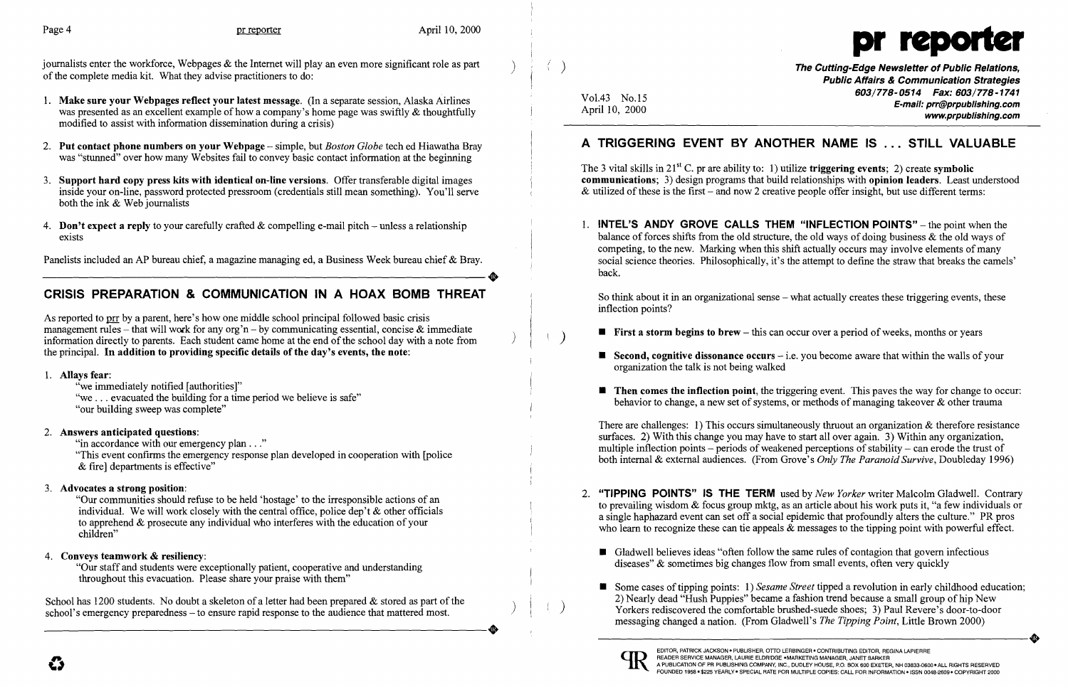journalists enter the workforce, Webpages & the Internet will play an even more significant role as part of the complete media kit. What they advise practitioners to do:

1. **Make sure your Webpages reflect your latest message**. (In a separate session, Alaska Airlines was presented as an excellent example of how a company's home page was swiftly & thoughtfully modified to assist with information dissemination during a crisis)
2. **Put contact phone numbers on your Webpage** – simple, but *Boston Globe* tech ed Hiawatha Bray was "stunned" over how many Websites fail to convey basic contact information at the beginning
3. **Support hard copy press kits with identical on-line versions**. Offer transferable digital images inside your on-line, password protected pressroom (credentials still mean something). You'll serve both the ink & Web journalists
4. **Don't expect a reply** to your carefully crafted & compelling e-mail pitch – unless a relationship exists

Panelists included an AP bureau chief, a magazine managing ed, a Business Week bureau chief & Bray.

## CRISIS PREPARATION & COMMUNICATION IN A HOAX BOMB THREAT

As reported to prr by a parent, here's how one middle school principal followed basic crisis management rules – that will work for any org'n – by communicating essential, concise & immediate information directly to parents. Each student came home at the end of the school day with a note from the principal. **In addition to providing specific details of the day's events, the note:**

1. **Allays fear**:
   "we immediately notified [authorities]"
   "we . . . evacuated the building for a time period we believe is safe"
   "our building sweep was complete"
2. **Answers anticipated questions**:
   "in accordance with our emergency plan . . ."
   "This event confirms the emergency response plan developed in cooperation with [police & fire] departments is effective"
3. **Advocates a strong position**:
   "Our communities should refuse to be held 'hostage' to the irresponsible actions of an individual. We will work closely with the central office, police dep't & other officials to apprehend & prosecute any individual who interferes with the education of your children"
4. **Conveys teamwork & resiliency**:
   "Our staff and students were exceptionally patient, cooperative and understanding throughout this evacuation. Please share your praise with them"

School has 1200 students. No doubt a skeleton of a letter had been prepared & stored as part of the school's emergency preparedness – to ensure rapid response to the audience that mattered most.

# pr reporter

**The Cutting-Edge Newsletter of Public Relations, Public Affairs & Communication Strategies**
603/778-0514 Fax: 603/778-1741
E-mail: prr@prpublishing.com
www.prpublishing.com

Vol.43 No.15
April 10, 2000

## A TRIGGERING EVENT BY ANOTHER NAME IS . . . STILL VALUABLE

The 3 vital skills in $21^{st}$ C. pr are ability to: 1) utilize **triggering events**; 2) create **symbolic communications**; 3) design programs that build relationships with **opinion leaders**. Least understood & utilized of these is the first – and now 2 creative people offer insight, but use different terms:

1. **INTEL'S ANDY GROVE CALLS THEM "INFLECTION POINTS"** – the point when the balance of forces shifts from the old structure, the old ways of doing business & the old ways of competing, to the new. Marking when this shift actually occurs may involve elements of many social science theories. Philosophically, it's the attempt to define the straw that breaks the camels' back.

   So think about it in an organizational sense – what actually creates these triggering events, these inflection points?

   - **First a storm begins to brew** – this can occur over a period of weeks, months or years
   - **Second, cognitive dissonance occurs** – i.e. you become aware that within the walls of your organization the talk is not being walked
   - **Then comes the inflection point**, the triggering event. This paves the way for change to occur: behavior to change, a new set of systems, or methods of managing takeover & other trauma

   There are challenges: 1) This occurs simultaneously thruout an organization & therefore resistance surfaces. 2) With this change you may have to start all over again. 3) Within any organization, multiple inflection points – periods of weakened perceptions of stability – can erode the trust of both internal & external audiences. (From Grove's *Only The Paranoid Survive*, Doubleday 1996)

2. **"TIPPING POINTS" IS THE TERM** used by *New Yorker* writer Malcolm Gladwell. Contrary to prevailing wisdom & focus group mktg, as an article about his work puts it, "a few individuals or a single haphazard event can set off a social epidemic that profoundly alters the culture." PR pros who learn to recognize these can tie appeals & messages to the tipping point with powerful effect.

   - Gladwell believes ideas "often follow the same rules of contagion that govern infectious diseases" & sometimes big changes flow from small events, often very quickly
   - Some cases of tipping points: 1) *Sesame Street* tipped a revolution in early childhood education; 2) Nearly dead "Hush Puppies" became a fashion trend because a small group of hip New Yorkers rediscovered the comfortable brushed-suede shoes; 3) Paul Revere's door-to-door messaging changed a nation. (From Gladwell's *The Tipping Point*, Little Brown 2000)

EDITOR, PATRICK JACKSON • PUBLISHER, OTTO LERBINGER • CONTRIBUTING EDITOR, REGINA LAPIERRE
READER SERVICE MANAGER, LAURIE ELDRIDGE • MARKETING MANAGER, JANET BARKER
A PUBLICATION OF PR PUBLISHING COMPANY, INC., DUDLEY HOUSE, P.O. BOX 600 EXETER, NH 03833-0600 • ALL RIGHTS RESERVED
FOUNDED 1958 • $225 YEARLY • SPECIAL RATE FOR MULTIPLE COPIES: CALL FOR INFORMATION • ISSN 0048-2609 • COPYRIGHT 2000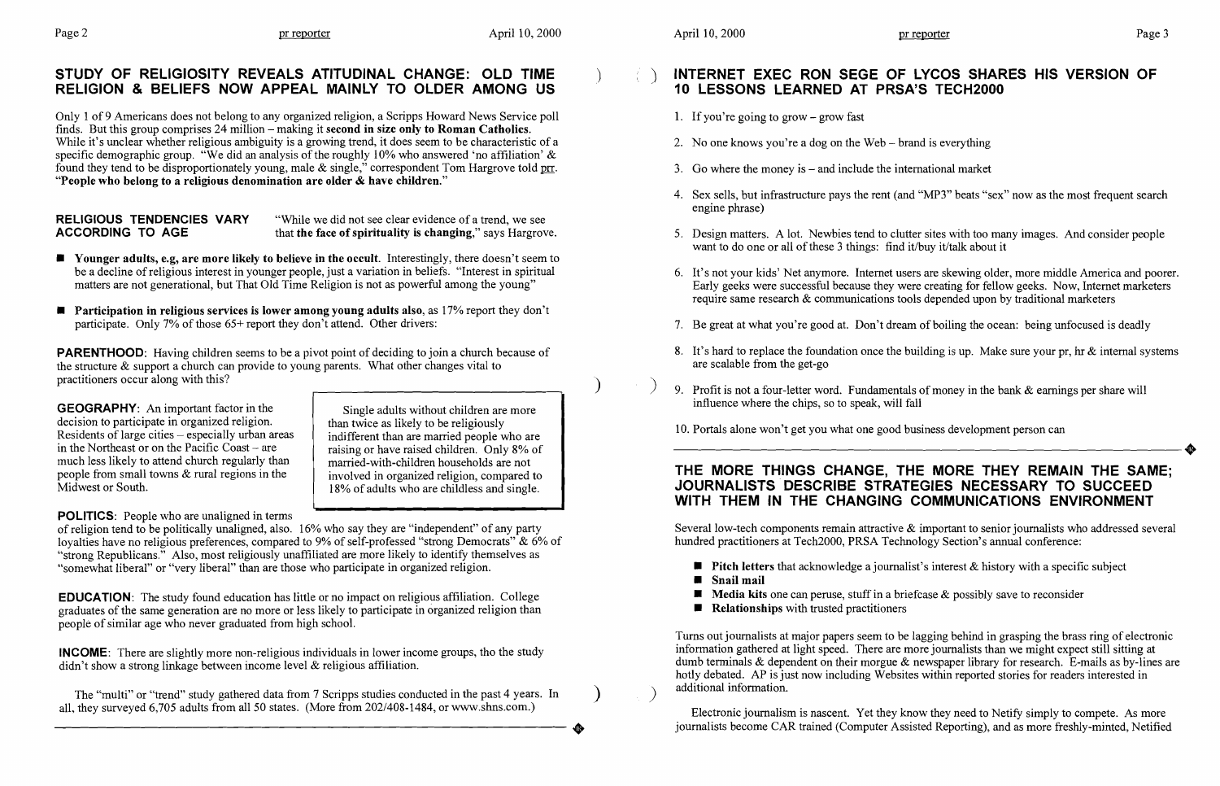## STUDY OF RELIGIOSITY REVEALS ATITUDINAL CHANGE: OLD TIME RELIGION & BELIEFS NOW APPEAL MAINLY TO OLDER AMONG US

Only 1 of 9 Americans does not belong to any organized religion, a Scripps Howard News Service poll finds. But this group comprises 24 million – making it **second in size only to Roman Catholics.** While it's unclear whether religious ambiguity is a growing trend, it does seem to be characteristic of a specific demographic group. "We did an analysis of the roughly 10% who answered 'no affiliation' & found they tend to be disproportionately young, male & single," correspondent Tom Hargrove told prr. **"People who belong to a religious denomination are older & have children."**

**RELIGIOUS TENDENCIES VARY ACCORDING TO AGE**

"While we did not see clear evidence of a trend, we see that **the face of spirituality is changing,**" says Hargrove.

- **Younger adults, e.g, are more likely to believe in the occult.** Interestingly, there doesn't seem to be a decline of religious interest in younger people, just a variation in beliefs. "Interest in spiritual matters are not generational, but That Old Time Religion is not as powerful among the young"
- **Participation in religious services is lower among young adults also,** as 17% report they don't participate. Only 7% of those 65+ report they don't attend. Other drivers:

**PARENTHOOD**: Having children seems to be a pivot point of deciding to join a church because of the structure & support a church can provide to young parents. What other changes vital to practitioners occur along with this?

**GEOGRAPHY**: An important factor in the decision to participate in organized religion. Residents of large cities – especially urban areas in the Northeast or on the Pacific Coast – are much less likely to attend church regularly than people from small towns & rural regions in the Midwest or South.

> Single adults without children are more than twice as likely to be religiously indifferent than are married people who are raising or have raised children. Only 8% of married-with-children households are not involved in organized religion, compared to 18% of adults who are childless and single.

**POLITICS**: People who are unaligned in terms of religion tend to be politically unaligned, also. 16% who say they are "independent" of any party loyalties have no religious preferences, compared to 9% of self-professed "strong Democrats" & 6% of "strong Republicans." Also, most religiously unaffiliated are more likely to identify themselves as "somewhat liberal" or "very liberal" than are those who participate in organized religion.

**EDUCATION**: The study found education has little or no impact on religious affiliation. College graduates of the same generation are no more or less likely to participate in organized religion than people of similar age who never graduated from high school.

**INCOME**: There are slightly more non-religious individuals in lower income groups, tho the study didn't show a strong linkage between income level & religious affiliation.

The "multi" or "trend" study gathered data from 7 Scripps studies conducted in the past 4 years. In all, they surveyed 6,705 adults from all 50 states. (More from 202/408-1484, or www.shns.com.)

---

## INTERNET EXEC RON SEGE OF LYCOS SHARES HIS VERSION OF 10 LESSONS LEARNED AT PRSA'S TECH2000

1. If you're going to grow – grow fast
2. No one knows you're a dog on the Web – brand is everything
3. Go where the money is – and include the international market
4. Sex sells, but infrastructure pays the rent (and "MP3" beats "sex" now as the most frequent search engine phrase)
5. Design matters. A lot. Newbies tend to clutter sites with too many images. And consider people want to do one or all of these 3 things: find it/buy it/talk about it
6. It's not your kids' Net anymore. Internet users are skewing older, more middle America and poorer. Early geeks were successful because they were creating for fellow geeks. Now, Internet marketers require same research & communications tools depended upon by traditional marketers
7. Be great at what you're good at. Don't dream of boiling the ocean: being unfocused is deadly
8. It's hard to replace the foundation once the building is up. Make sure your pr, hr & internal systems are scalable from the get-go
9. Profit is not a four-letter word. Fundamentals of money in the bank & earnings per share will influence where the chips, so to speak, will fall
10. Portals alone won't get you what one good business development person can

---

## THE MORE THINGS CHANGE, THE MORE THEY REMAIN THE SAME; JOURNALISTS DESCRIBE STRATEGIES NECESSARY TO SUCCEED WITH THEM IN THE CHANGING COMMUNICATIONS ENVIRONMENT

Several low-tech components remain attractive & important to senior journalists who addressed several hundred practitioners at Tech2000, PRSA Technology Section's annual conference:

- **Pitch letters** that acknowledge a journalist's interest & history with a specific subject
- **Snail mail**
- **Media kits** one can peruse, stuff in a briefcase & possibly save to reconsider
- **Relationships** with trusted practitioners

Turns out journalists at major papers seem to be lagging behind in grasping the brass ring of electronic information gathered at light speed. There are more journalists than we might expect still sitting at dumb terminals & dependent on their morgue & newspaper library for research. E-mails as by-lines are hotly debated. AP is just now including Websites within reported stories for readers interested in additional information.

Electronic journalism is nascent. Yet they know they need to Netify simply to compete. As more journalists become CAR trained (Computer Assisted Reporting), and as more freshly-minted, Netified